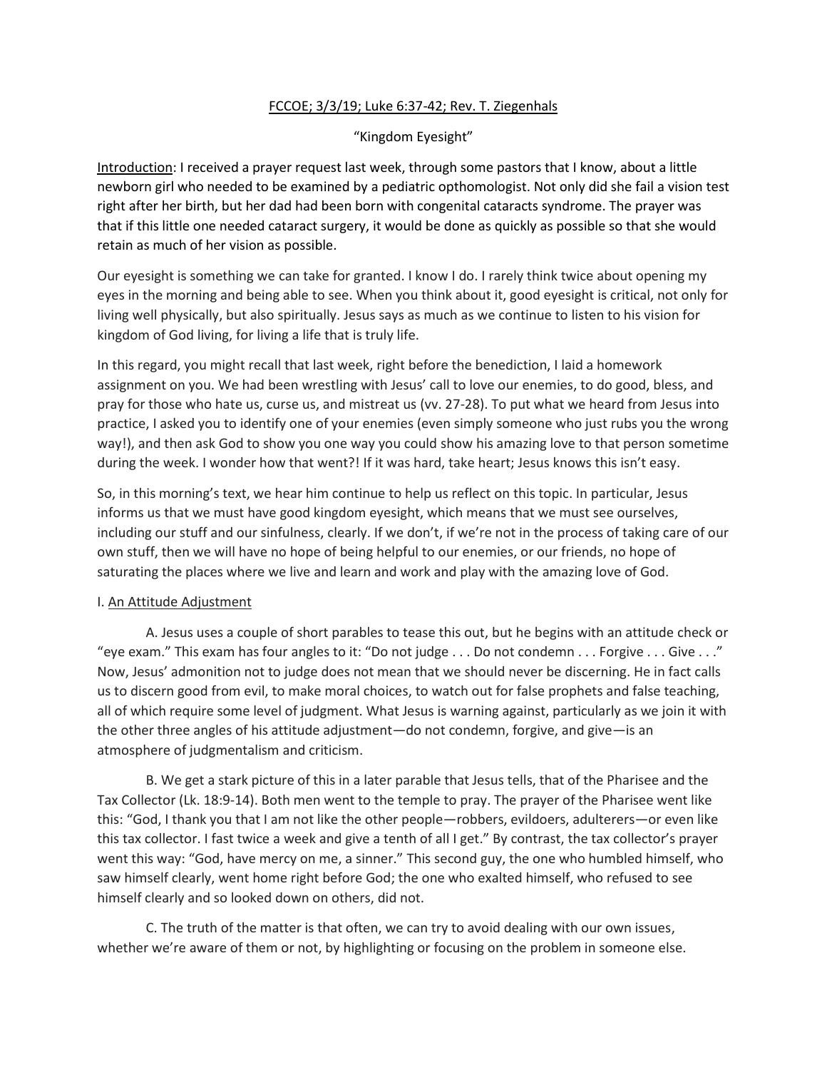FCCOE; 3/3/19; Luke 6:37-42; Rev. T. Ziegenhals

"Kingdom Eyesight"

Introduction: I received a prayer request last week, through some pastors that I know, about a little newborn girl who needed to be examined by a pediatric opthomologist. Not only did she fail a vision test right after her birth, but her dad had been born with congenital cataracts syndrome. The prayer was that if this little one needed cataract surgery, it would be done as quickly as possible so that she would retain as much of her vision as possible.

Our eyesight is something we can take for granted. I know I do. I rarely think twice about opening my eyes in the morning and being able to see. When you think about it, good eyesight is critical, not only for living well physically, but also spiritually. Jesus says as much as we continue to listen to his vision for kingdom of God living, for living a life that is truly life.

In this regard, you might recall that last week, right before the benediction, I laid a homework assignment on you. We had been wrestling with Jesus' call to love our enemies, to do good, bless, and pray for those who hate us, curse us, and mistreat us (vv. 27-28). To put what we heard from Jesus into practice, I asked you to identify one of your enemies (even simply someone who just rubs you the wrong way!), and then ask God to show you one way you could show his amazing love to that person sometime during the week. I wonder how that went?! If it was hard, take heart; Jesus knows this isn't easy.

So, in this morning's text, we hear him continue to help us reflect on this topic. In particular, Jesus informs us that we must have good kingdom eyesight, which means that we must see ourselves, including our stuff and our sinfulness, clearly. If we don't, if we're not in the process of taking care of our own stuff, then we will have no hope of being helpful to our enemies, or our friends, no hope of saturating the places where we live and learn and work and play with the amazing love of God.

I. An Attitude Adjustment

A. Jesus uses a couple of short parables to tease this out, but he begins with an attitude check or "eye exam." This exam has four angles to it: "Do not judge . . . Do not condemn . . . Forgive . . . Give . . ." Now, Jesus' admonition not to judge does not mean that we should never be discerning. He in fact calls us to discern good from evil, to make moral choices, to watch out for false prophets and false teaching, all of which require some level of judgment. What Jesus is warning against, particularly as we join it with the other three angles of his attitude adjustment—do not condemn, forgive, and give—is an atmosphere of judgmentalism and criticism.

B. We get a stark picture of this in a later parable that Jesus tells, that of the Pharisee and the Tax Collector (Lk. 18:9-14). Both men went to the temple to pray. The prayer of the Pharisee went like this: "God, I thank you that I am not like the other people—robbers, evildoers, adulterers—or even like this tax collector. I fast twice a week and give a tenth of all I get." By contrast, the tax collector's prayer went this way: "God, have mercy on me, a sinner." This second guy, the one who humbled himself, who saw himself clearly, went home right before God; the one who exalted himself, who refused to see himself clearly and so looked down on others, did not.

C. The truth of the matter is that often, we can try to avoid dealing with our own issues, whether we're aware of them or not, by highlighting or focusing on the problem in someone else.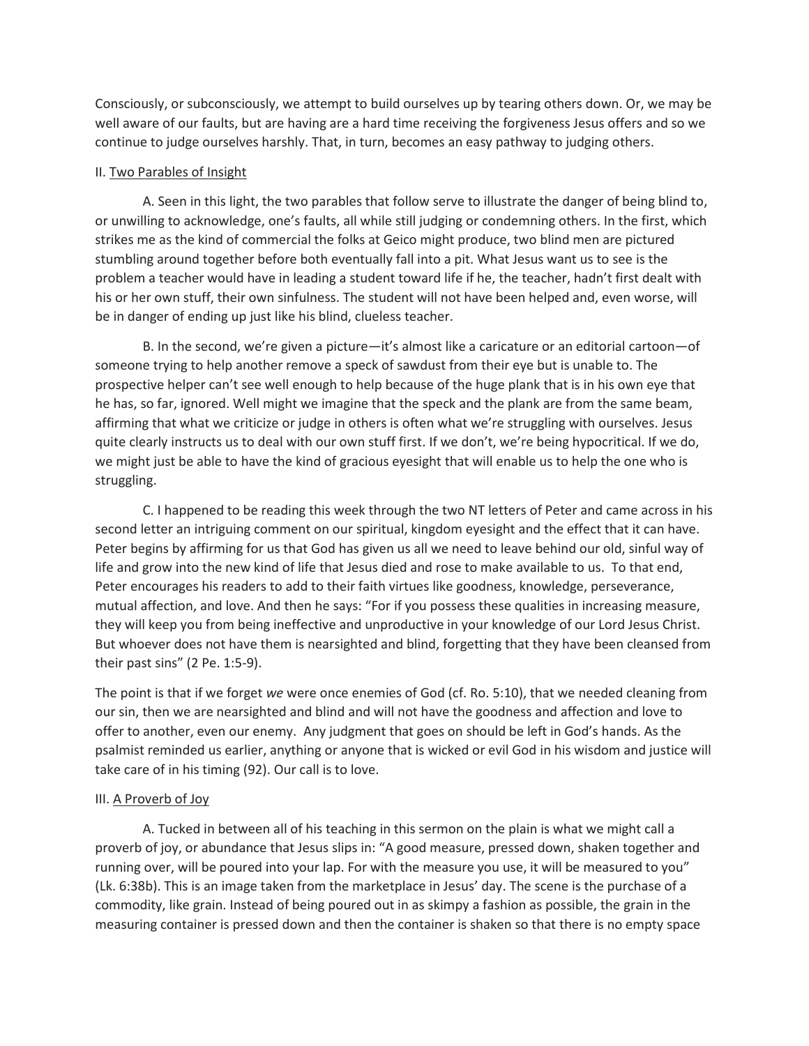Consciously, or subconsciously, we attempt to build ourselves up by tearing others down. Or, we may be well aware of our faults, but are having are a hard time receiving the forgiveness Jesus offers and so we continue to judge ourselves harshly. That, in turn, becomes an easy pathway to judging others.

II. Two Parables of Insight

A. Seen in this light, the two parables that follow serve to illustrate the danger of being blind to, or unwilling to acknowledge, one's faults, all while still judging or condemning others. In the first, which strikes me as the kind of commercial the folks at Geico might produce, two blind men are pictured stumbling around together before both eventually fall into a pit. What Jesus want us to see is the problem a teacher would have in leading a student toward life if he, the teacher, hadn't first dealt with his or her own stuff, their own sinfulness. The student will not have been helped and, even worse, will be in danger of ending up just like his blind, clueless teacher.

B. In the second, we're given a picture—it's almost like a caricature or an editorial cartoon—of someone trying to help another remove a speck of sawdust from their eye but is unable to. The prospective helper can't see well enough to help because of the huge plank that is in his own eye that he has, so far, ignored. Well might we imagine that the speck and the plank are from the same beam, affirming that what we criticize or judge in others is often what we're struggling with ourselves. Jesus quite clearly instructs us to deal with our own stuff first. If we don't, we're being hypocritical. If we do, we might just be able to have the kind of gracious eyesight that will enable us to help the one who is struggling.

C. I happened to be reading this week through the two NT letters of Peter and came across in his second letter an intriguing comment on our spiritual, kingdom eyesight and the effect that it can have. Peter begins by affirming for us that God has given us all we need to leave behind our old, sinful way of life and grow into the new kind of life that Jesus died and rose to make available to us. To that end, Peter encourages his readers to add to their faith virtues like goodness, knowledge, perseverance, mutual affection, and love. And then he says: "For if you possess these qualities in increasing measure, they will keep you from being ineffective and unproductive in your knowledge of our Lord Jesus Christ. But whoever does not have them is nearsighted and blind, forgetting that they have been cleansed from their past sins" (2 Pe. 1:5-9).

The point is that if we forget *we* were once enemies of God (cf. Ro. 5:10), that we needed cleaning from our sin, then we are nearsighted and blind and will not have the goodness and affection and love to offer to another, even our enemy. Any judgment that goes on should be left in God's hands. As the psalmist reminded us earlier, anything or anyone that is wicked or evil God in his wisdom and justice will take care of in his timing (92). Our call is to love.

III. A Proverb of Joy

A. Tucked in between all of his teaching in this sermon on the plain is what we might call a proverb of joy, or abundance that Jesus slips in: "A good measure, pressed down, shaken together and running over, will be poured into your lap. For with the measure you use, it will be measured to you" (Lk. 6:38b). This is an image taken from the marketplace in Jesus' day. The scene is the purchase of a commodity, like grain. Instead of being poured out in as skimpy a fashion as possible, the grain in the measuring container is pressed down and then the container is shaken so that there is no empty space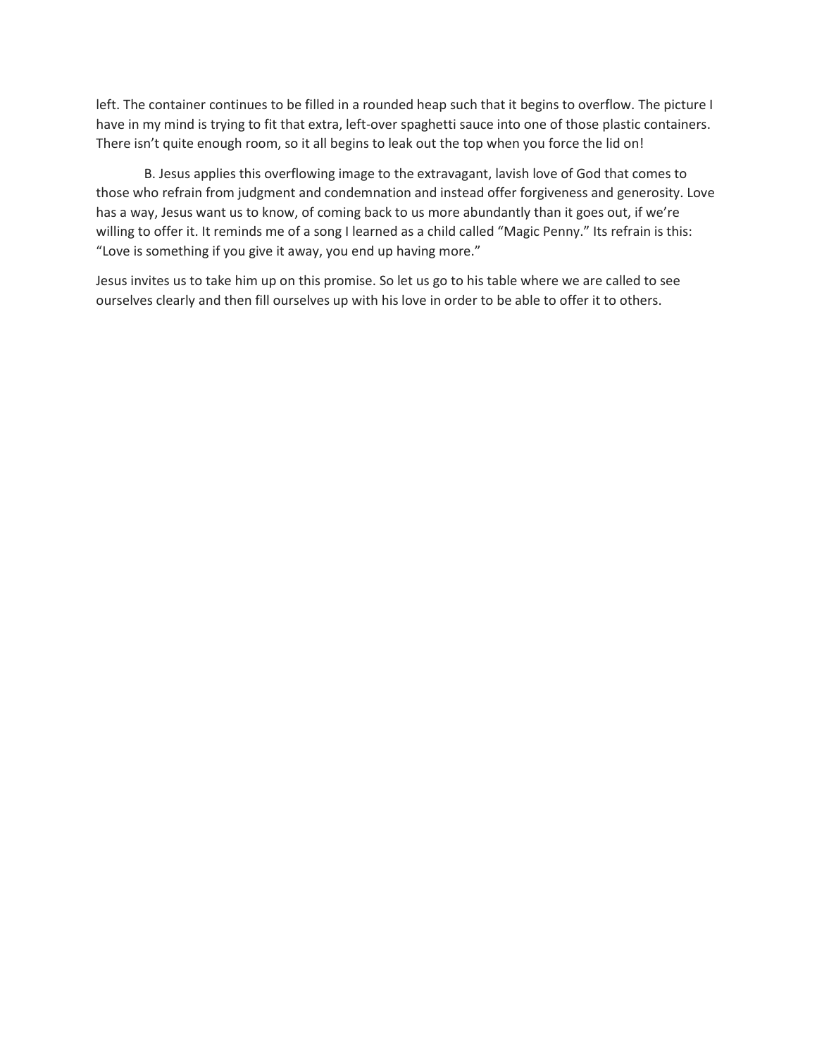left. The container continues to be filled in a rounded heap such that it begins to overflow. The picture I have in my mind is trying to fit that extra, left-over spaghetti sauce into one of those plastic containers. There isn't quite enough room, so it all begins to leak out the top when you force the lid on!

B. Jesus applies this overflowing image to the extravagant, lavish love of God that comes to those who refrain from judgment and condemnation and instead offer forgiveness and generosity. Love has a way, Jesus want us to know, of coming back to us more abundantly than it goes out, if we're willing to offer it. It reminds me of a song I learned as a child called "Magic Penny." Its refrain is this: "Love is something if you give it away, you end up having more."

Jesus invites us to take him up on this promise. So let us go to his table where we are called to see ourselves clearly and then fill ourselves up with his love in order to be able to offer it to others.